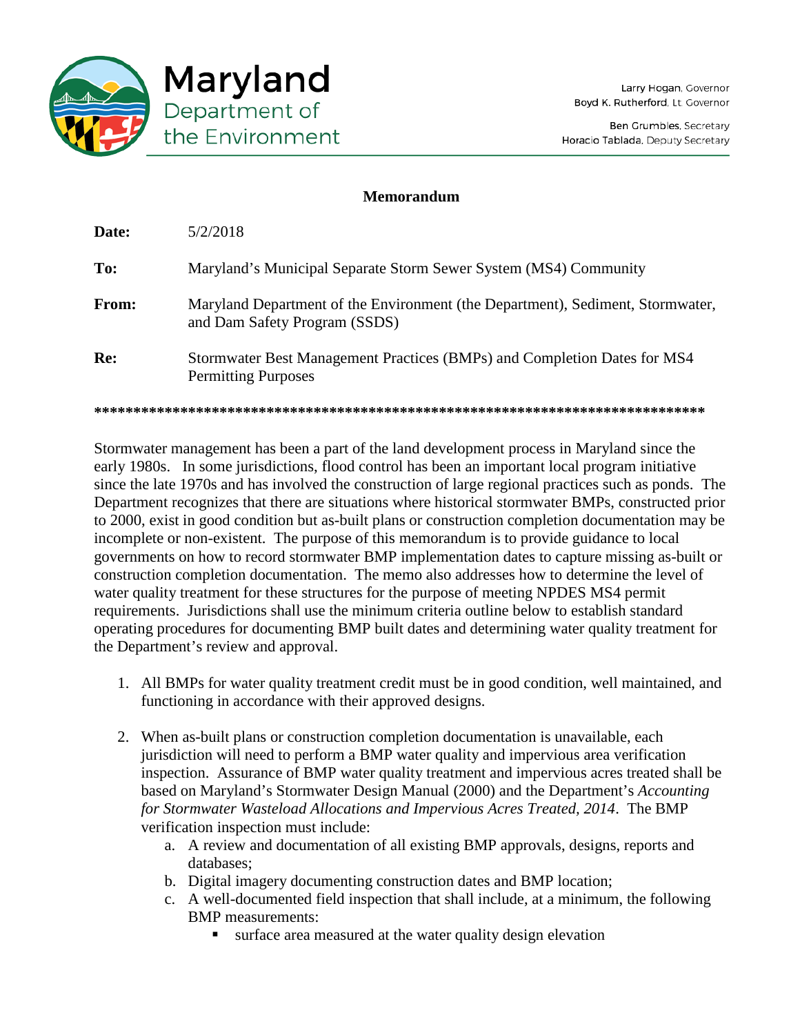**Maryland Department of the Environment**

Larry Hogan, Governor
Boyd K. Rutherford, Lt. Governor

Ben Grumbles, Secretary
Horacio Tablada, Deputy Secretary

**Memorandum**

**Date:** 5/2/2018

**To:** Maryland's Municipal Separate Storm Sewer System (MS4) Community

**From:** Maryland Department of the Environment (the Department), Sediment, Stormwater, and Dam Safety Program (SSDS)

**Re:** Stormwater Best Management Practices (BMPs) and Completion Dates for MS4 Permitting Purposes

**********************************************************************************

Stormwater management has been a part of the land development process in Maryland since the early 1980s. In some jurisdictions, flood control has been an important local program initiative since the late 1970s and has involved the construction of large regional practices such as ponds. The Department recognizes that there are situations where historical stormwater BMPs, constructed prior to 2000, exist in good condition but as-built plans or construction completion documentation may be incomplete or non-existent. The purpose of this memorandum is to provide guidance to local governments on how to record stormwater BMP implementation dates to capture missing as-built or construction completion documentation. The memo also addresses how to determine the level of water quality treatment for these structures for the purpose of meeting NPDES MS4 permit requirements. Jurisdictions shall use the minimum criteria outline below to establish standard operating procedures for documenting BMP built dates and determining water quality treatment for the Department's review and approval.

1. All BMPs for water quality treatment credit must be in good condition, well maintained, and functioning in accordance with their approved designs.

2. When as-built plans or construction completion documentation is unavailable, each jurisdiction will need to perform a BMP water quality and impervious area verification inspection. Assurance of BMP water quality treatment and impervious acres treated shall be based on Maryland's Stormwater Design Manual (2000) and the Department's *Accounting for Stormwater Wasteload Allocations and Impervious Acres Treated, 2014*. The BMP verification inspection must include:
   a. A review and documentation of all existing BMP approvals, designs, reports and databases;
   b. Digital imagery documenting construction dates and BMP location;
   c. A well-documented field inspection that shall include, at a minimum, the following BMP measurements:
      - surface area measured at the water quality design elevation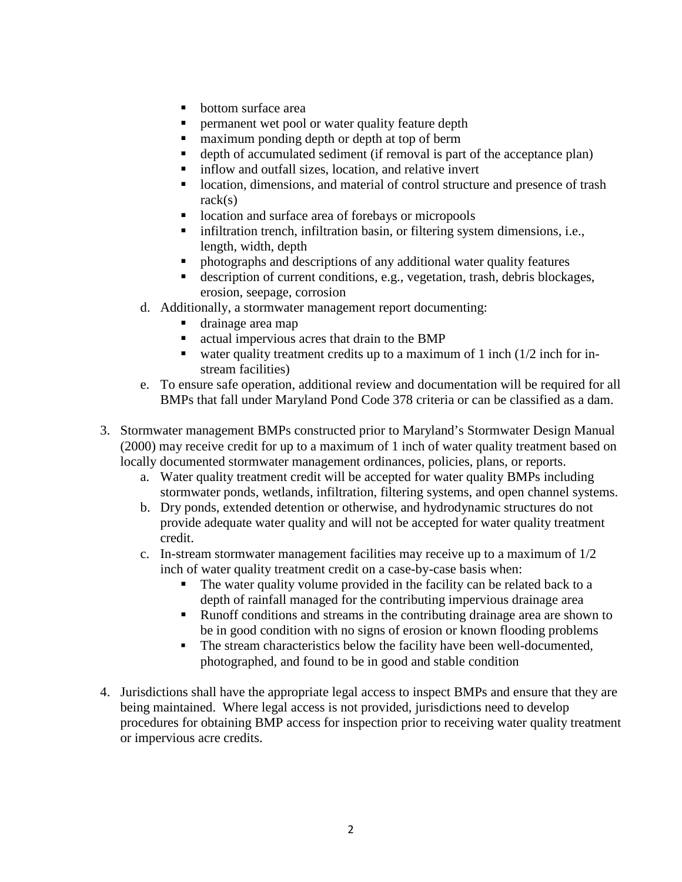- bottom surface area
- permanent wet pool or water quality feature depth
- maximum ponding depth or depth at top of berm
- depth of accumulated sediment (if removal is part of the acceptance plan)
- inflow and outfall sizes, location, and relative invert
- location, dimensions, and material of control structure and presence of trash rack(s)
- location and surface area of forebays or micropools
- infiltration trench, infiltration basin, or filtering system dimensions, i.e., length, width, depth
- photographs and descriptions of any additional water quality features
- description of current conditions, e.g., vegetation, trash, debris blockages, erosion, seepage, corrosion

d. Additionally, a stormwater management report documenting:
   - drainage area map
   - actual impervious acres that drain to the BMP
   - water quality treatment credits up to a maximum of 1 inch (1/2 inch for in-stream facilities)

e. To ensure safe operation, additional review and documentation will be required for all BMPs that fall under Maryland Pond Code 378 criteria or can be classified as a dam.

3. Stormwater management BMPs constructed prior to Maryland's Stormwater Design Manual (2000) may receive credit for up to a maximum of 1 inch of water quality treatment based on locally documented stormwater management ordinances, policies, plans, or reports.
   a. Water quality treatment credit will be accepted for water quality BMPs including stormwater ponds, wetlands, infiltration, filtering systems, and open channel systems.
   b. Dry ponds, extended detention or otherwise, and hydrodynamic structures do not provide adequate water quality and will not be accepted for water quality treatment credit.
   c. In-stream stormwater management facilities may receive up to a maximum of 1/2 inch of water quality treatment credit on a case-by-case basis when:
      - The water quality volume provided in the facility can be related back to a depth of rainfall managed for the contributing impervious drainage area
      - Runoff conditions and streams in the contributing drainage area are shown to be in good condition with no signs of erosion or known flooding problems
      - The stream characteristics below the facility have been well-documented, photographed, and found to be in good and stable condition

4. Jurisdictions shall have the appropriate legal access to inspect BMPs and ensure that they are being maintained. Where legal access is not provided, jurisdictions need to develop procedures for obtaining BMP access for inspection prior to receiving water quality treatment or impervious acre credits.